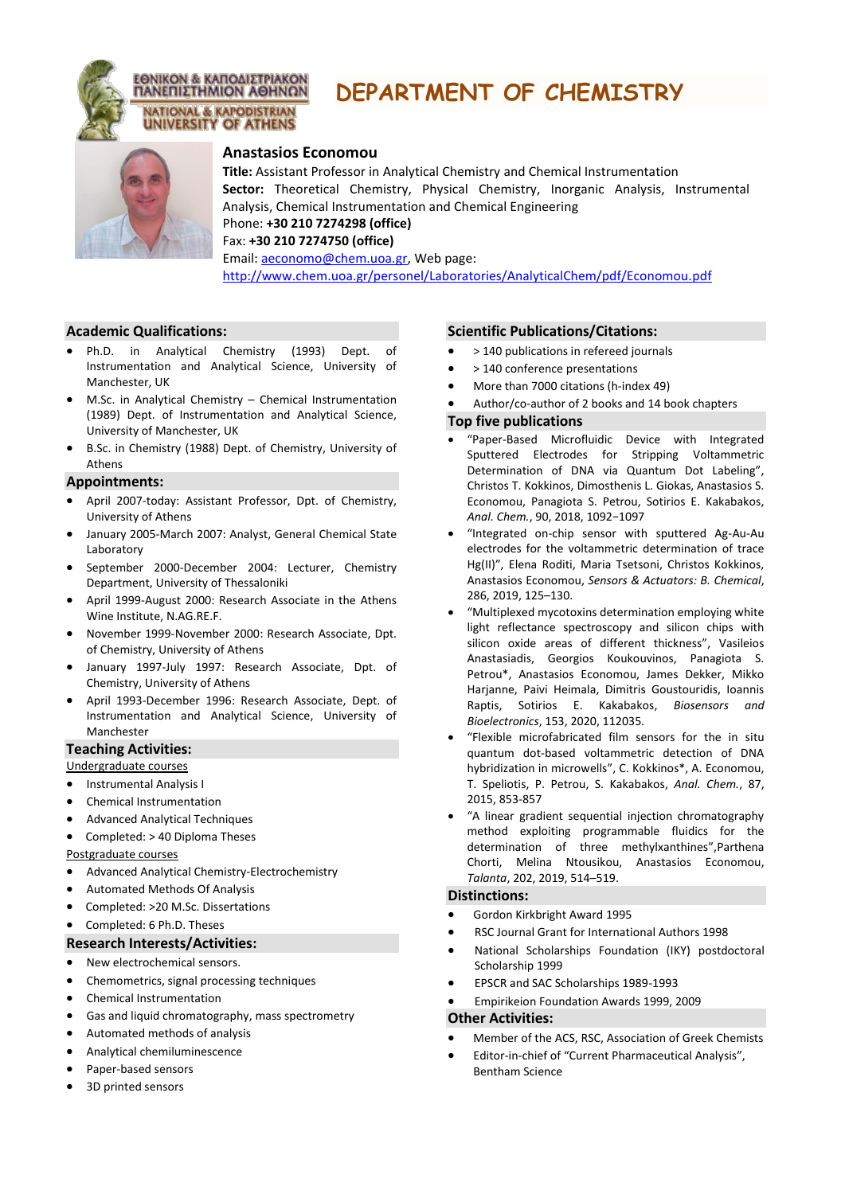ΕΘΝΙΚΟΝ & ΚΑΠΟΔΙΣΤΡΙΑΚΟΝ ΠΑΝΕΠΙΣΤΗΜΙΟΝ ΑΘΗΝΩΝ
NATIONAL & KAPODISTRIAN UNIVERSITY OF ATHENS

# DEPARTMENT OF CHEMISTRY

## Anastasios Economou

**Title:** Assistant Professor in Analytical Chemistry and Chemical Instrumentation
**Sector:** Theoretical Chemistry, Physical Chemistry, Inorganic Analysis, Instrumental Analysis, Chemical Instrumentation and Chemical Engineering
Phone: **+30 210 7274298 (office)**
Fax: **+30 210 7274750 (office)**
Email: aeconomo@chem.uoa.gr, Web page:
http://www.chem.uoa.gr/personel/Laboratories/AnalyticalChem/pdf/Economou.pdf

### Academic Qualifications:

- Ph.D. in Analytical Chemistry (1993) Dept. of Instrumentation and Analytical Science, University of Manchester, UK
- M.Sc. in Analytical Chemistry – Chemical Instrumentation (1989) Dept. of Instrumentation and Analytical Science, University of Manchester, UK
- B.Sc. in Chemistry (1988) Dept. of Chemistry, University of Athens

### Appointments:

- April 2007-today: Assistant Professor, Dpt. of Chemistry, University of Athens
- January 2005-March 2007: Analyst, General Chemical State Laboratory
- September 2000-December 2004: Lecturer, Chemistry Department, University of Thessaloniki
- April 1999-August 2000: Research Associate in the Athens Wine Institute, N.AG.RE.F.
- November 1999-November 2000: Research Associate, Dpt. of Chemistry, University of Athens
- January 1997-July 1997: Research Associate, Dpt. of Chemistry, University of Athens
- April 1993-December 1996: Research Associate, Dept. of Instrumentation and Analytical Science, University of Manchester

### Teaching Activities:

Undergraduate courses

- Instrumental Analysis I
- Chemical Instrumentation
- Advanced Analytical Techniques
- Completed: > 40 Diploma Theses

Postgraduate courses

- Advanced Analytical Chemistry-Electrochemistry
- Automated Methods Of Analysis
- Completed: >20 M.Sc. Dissertations
- Completed: 6 Ph.D. Theses

### Research Interests/Activities:

- New electrochemical sensors.
- Chemometrics, signal processing techniques
- Chemical Instrumentation
- Gas and liquid chromatography, mass spectrometry
- Automated methods of analysis
- Analytical chemiluminescence
- Paper-based sensors
- 3D printed sensors

### Scientific Publications/Citations:

- > 140 publications in refereed journals
- > 140 conference presentations
- More than 7000 citations (h-index 49)
- Author/co-author of 2 books and 14 book chapters

### Top five publications

- "Paper-Based Microfluidic Device with Integrated Sputtered Electrodes for Stripping Voltammetric Determination of DNA via Quantum Dot Labeling", Christos T. Kokkinos, Dimosthenis L. Giokas, Anastasios S. Economou, Panagiota S. Petrou, Sotirios E. Kakabakos, *Anal. Chem.*, 90, 2018, 1092−1097
- "Integrated on-chip sensor with sputtered Ag-Au-Au electrodes for the voltammetric determination of trace Hg(II)", Elena Roditi, Maria Tsetsoni, Christos Kokkinos, Anastasios Economou, *Sensors & Actuators: B. Chemical*, 286, 2019, 125–130.
- "Multiplexed mycotoxins determination employing white light reflectance spectroscopy and silicon chips with silicon oxide areas of different thickness", Vasileios Anastasiadis, Georgios Koukouvinos, Panagiota S. Petrou*, Anastasios Economou, James Dekker, Mikko Harjanne, Paivi Heimala, Dimitris Goustouridis, Ioannis Raptis, Sotirios E. Kakabakos, *Biosensors and Bioelectronics*, 153, 2020, 112035.
- "Flexible microfabricated film sensors for the in situ quantum dot-based voltammetric detection of DNA hybridization in microwells", C. Kokkinos*, A. Economou, T. Speliotis, P. Petrou, S. Kakabakos, *Anal. Chem.*, 87, 2015, 853-857
- "A linear gradient sequential injection chromatography method exploiting programmable fluidics for the determination of three methylxanthines",Parthena Chorti, Melina Ntousikou, Anastasios Economou, *Talanta*, 202, 2019, 514–519.

### Distinctions:

- Gordon Kirkbright Award 1995
- RSC Journal Grant for International Authors 1998
- National Scholarships Foundation (IKY) postdoctoral Scholarship 1999
- EPSCR and SAC Scholarships 1989-1993
- Empirikeion Foundation Awards 1999, 2009

### Other Activities:

- Member of the ACS, RSC, Association of Greek Chemists
- Editor-in-chief of "Current Pharmaceutical Analysis", Bentham Science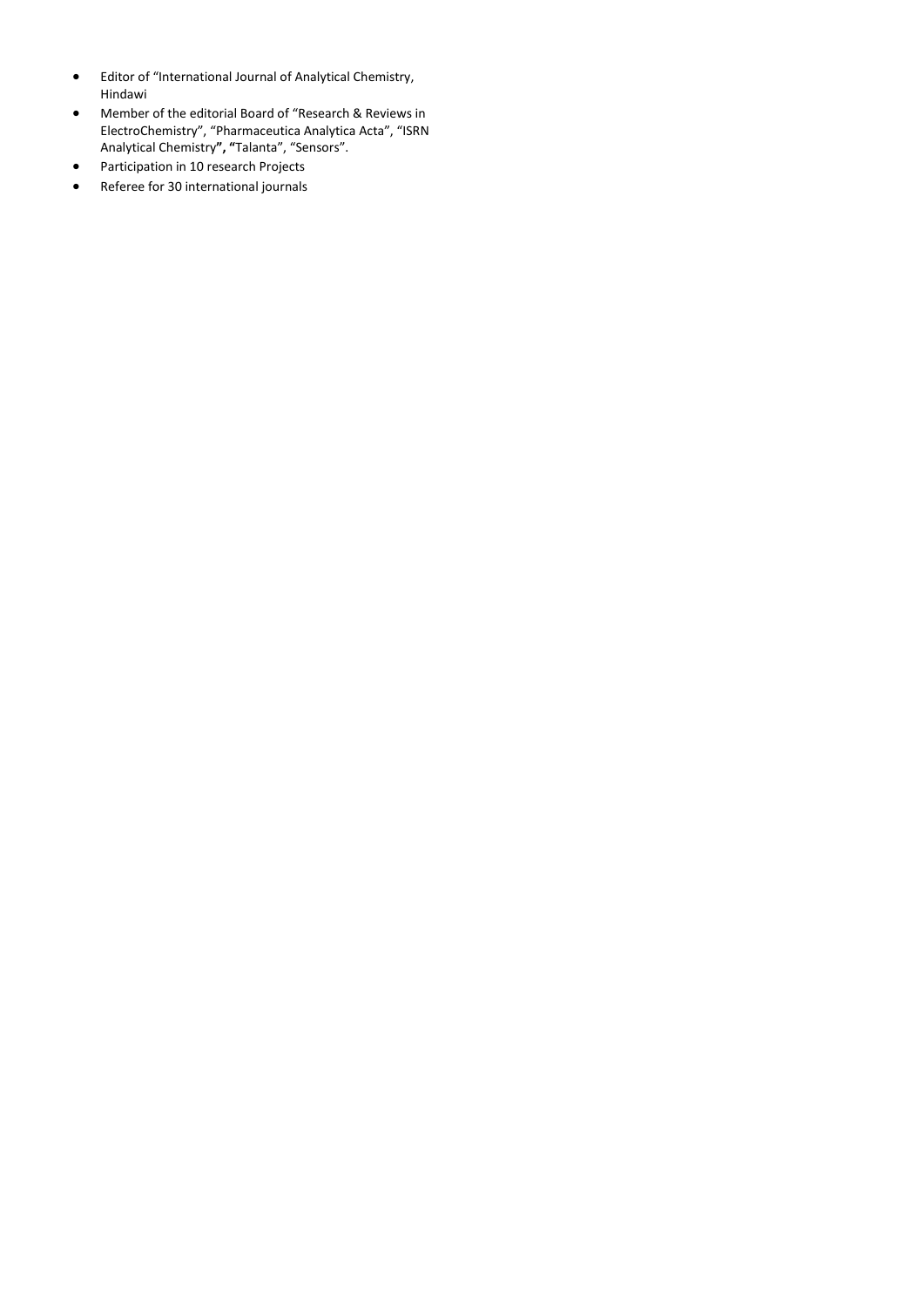- Editor of "International Journal of Analytical Chemistry, Hindawi
- Member of the editorial Board of "Research & Reviews in ElectroChemistry", "Pharmaceutica Analytica Acta", "ISRN Analytical Chemistry**", "**Talanta", "Sensors".
- Participation in 10 research Projects
- Referee for 30 international journals